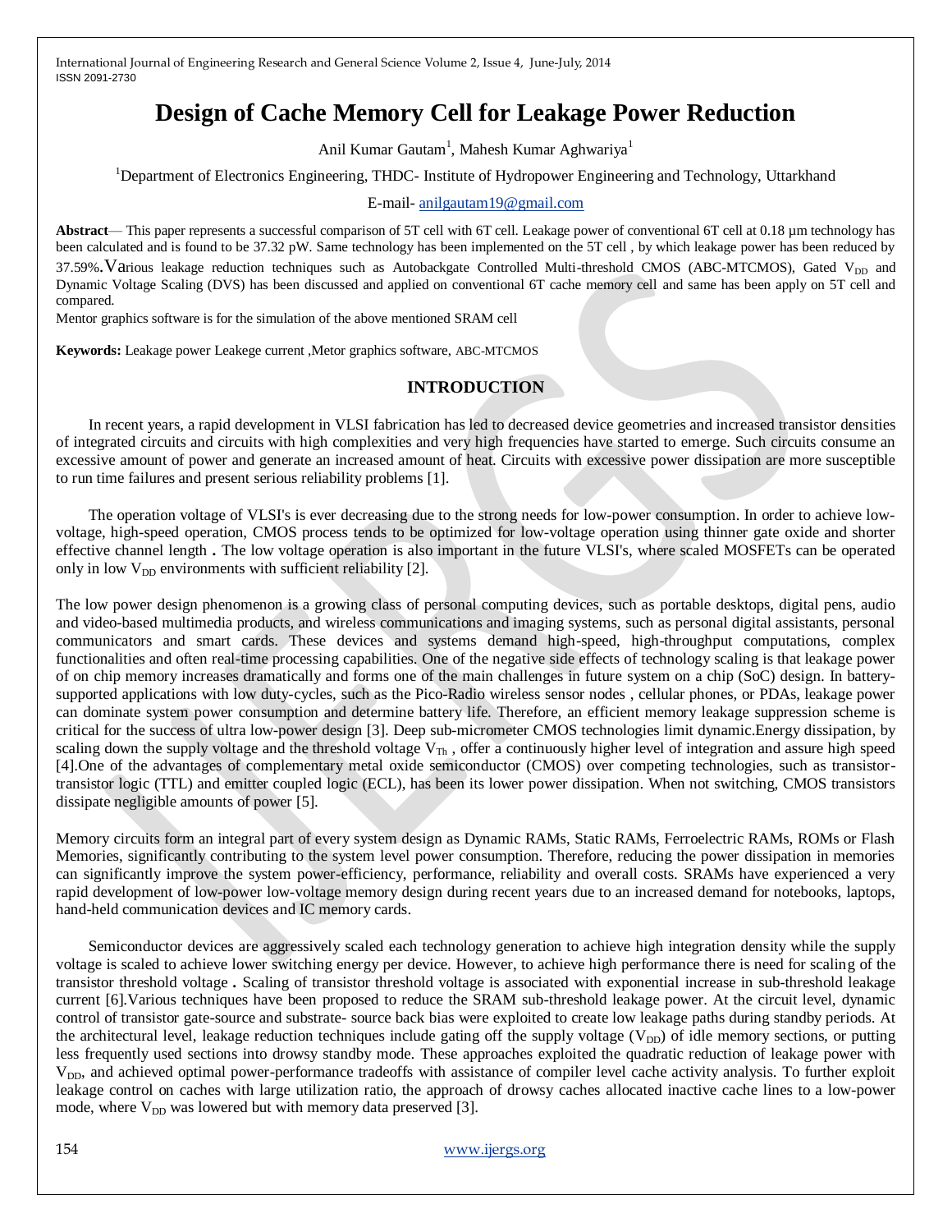# Design of Cache Memory Cell for Leakage Power Reduction

Anil Kumar Gautam[1], Mahesh Kumar Aghwariya[1]

[1]Department of Electronics Engineering, THDC- Institute of Hydropower Engineering and Technology, Uttarkhand

E-mail- anilgautam19@gmail.com

**Abstract**— This paper represents a successful comparison of 5T cell with 6T cell. Leakage power of conventional 6T cell at 0.18 µm technology has been calculated and is found to be 37.32 pW. Same technology has been implemented on the 5T cell , by which leakage power has been reduced by 37.59%. Various leakage reduction techniques such as Autobackgate Controlled Multi-threshold CMOS (ABC-MTCMOS), Gated $V_{DD}$ and Dynamic Voltage Scaling (DVS) has been discussed and applied on conventional 6T cache memory cell and same has been apply on 5T cell and compared.

Mentor graphics software is for the simulation of the above mentioned SRAM cell

**Keywords:** Leakage power Leakege current ,Metor graphics software, ABC-MTCMOS

## INTRODUCTION

In recent years, a rapid development in VLSI fabrication has led to decreased device geometries and increased transistor densities of integrated circuits and circuits with high complexities and very high frequencies have started to emerge. Such circuits consume an excessive amount of power and generate an increased amount of heat. Circuits with excessive power dissipation are more susceptible to run time failures and present serious reliability problems [1].

The operation voltage of VLSI's is ever decreasing due to the strong needs for low-power consumption. In order to achieve low-voltage, high-speed operation, CMOS process tends to be optimized for low-voltage operation using thinner gate oxide and shorter effective channel length . The low voltage operation is also important in the future VLSI's, where scaled MOSFETs can be operated only in low $V_{DD}$ environments with sufficient reliability [2].

The low power design phenomenon is a growing class of personal computing devices, such as portable desktops, digital pens, audio and video-based multimedia products, and wireless communications and imaging systems, such as personal digital assistants, personal communicators and smart cards. These devices and systems demand high-speed, high-throughput computations, complex functionalities and often real-time processing capabilities. One of the negative side effects of technology scaling is that leakage power of on chip memory increases dramatically and forms one of the main challenges in future system on a chip (SoC) design. In battery-supported applications with low duty-cycles, such as the Pico-Radio wireless sensor nodes , cellular phones, or PDAs, leakage power can dominate system power consumption and determine battery life. Therefore, an efficient memory leakage suppression scheme is critical for the success of ultra low-power design [3]. Deep sub-micrometer CMOS technologies limit dynamic.Energy dissipation, by scaling down the supply voltage and the threshold voltage $V_{Th}$ , offer a continuously higher level of integration and assure high speed [4].One of the advantages of complementary metal oxide semiconductor (CMOS) over competing technologies, such as transistor-transistor logic (TTL) and emitter coupled logic (ECL), has been its lower power dissipation. When not switching, CMOS transistors dissipate negligible amounts of power [5].

Memory circuits form an integral part of every system design as Dynamic RAMs, Static RAMs, Ferroelectric RAMs, ROMs or Flash Memories, significantly contributing to the system level power consumption. Therefore, reducing the power dissipation in memories can significantly improve the system power-efficiency, performance, reliability and overall costs. SRAMs have experienced a very rapid development of low-power low-voltage memory design during recent years due to an increased demand for notebooks, laptops, hand-held communication devices and IC memory cards.

Semiconductor devices are aggressively scaled each technology generation to achieve high integration density while the supply voltage is scaled to achieve lower switching energy per device. However, to achieve high performance there is need for scaling of the transistor threshold voltage . Scaling of transistor threshold voltage is associated with exponential increase in sub-threshold leakage current [6].Various techniques have been proposed to reduce the SRAM sub-threshold leakage power. At the circuit level, dynamic control of transistor gate-source and substrate- source back bias were exploited to create low leakage paths during standby periods. At the architectural level, leakage reduction techniques include gating off the supply voltage ($V_{DD}$) of idle memory sections, or putting less frequently used sections into drowsy standby mode. These approaches exploited the quadratic reduction of leakage power with $V_{DD}$, and achieved optimal power-performance tradeoffs with assistance of compiler level cache activity analysis. To further exploit leakage control on caches with large utilization ratio, the approach of drowsy caches allocated inactive cache lines to a low-power mode, where $V_{DD}$ was lowered but with memory data preserved [3].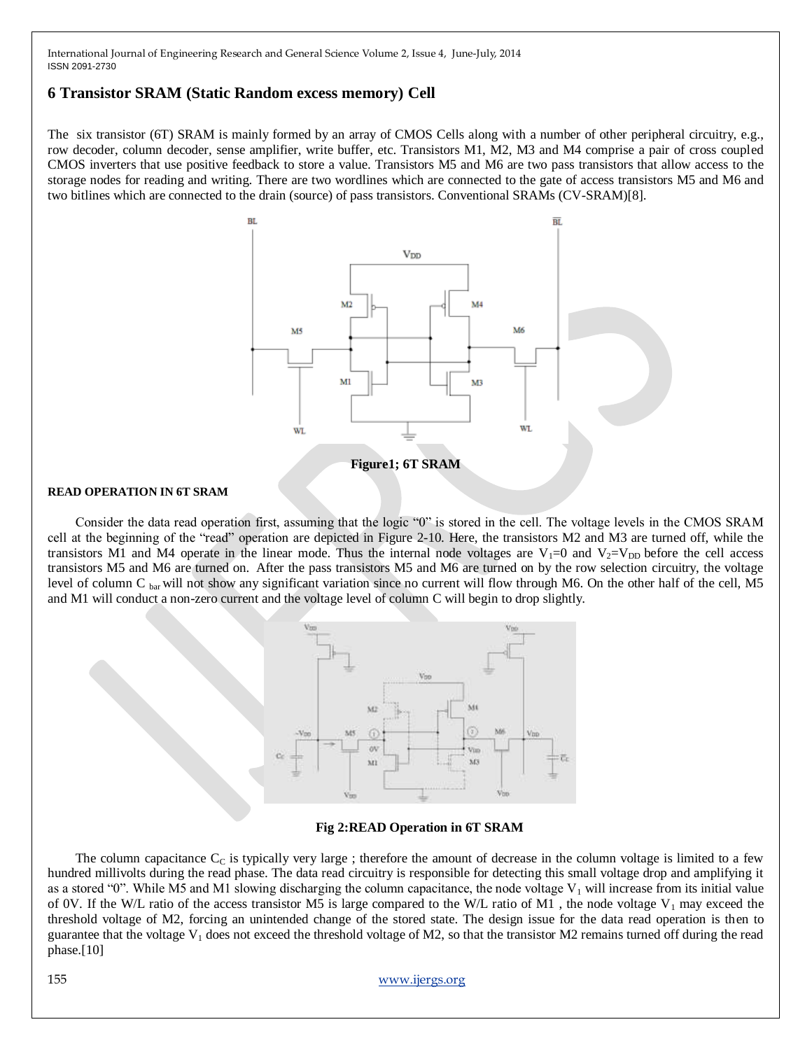## 6 Transistor SRAM (Static Random excess memory) Cell

The six transistor (6T) SRAM is mainly formed by an array of CMOS Cells along with a number of other peripheral circuitry, e.g., row decoder, column decoder, sense amplifier, write buffer, etc. Transistors M1, M2, M3 and M4 comprise a pair of cross coupled CMOS inverters that use positive feedback to store a value. Transistors M5 and M6 are two pass transistors that allow access to the storage nodes for reading and writing. There are two wordlines which are connected to the gate of access transistors M5 and M6 and two bitlines which are connected to the drain (source) of pass transistors. Conventional SRAMs (CV-SRAM)[8].

**Figure1; 6T SRAM**

**READ OPERATION IN 6T SRAM**

Consider the data read operation first, assuming that the logic "0" is stored in the cell. The voltage levels in the CMOS SRAM cell at the beginning of the "read" operation are depicted in Figure 2-10. Here, the transistors M2 and M3 are turned off, while the transistors M1 and M4 operate in the linear mode. Thus the internal node voltages are $V_1=0$ and $V_2=V_{DD}$ before the cell access transistors M5 and M6 are turned on. After the pass transistors M5 and M6 are turned on by the row selection circuitry, the voltage level of column $C_{bar}$ will not show any significant variation since no current will flow through M6. On the other half of the cell, M5 and M1 will conduct a non-zero current and the voltage level of column C will begin to drop slightly.

**Fig 2:READ Operation in 6T SRAM**

The column capacitance $C_C$ is typically very large ; therefore the amount of decrease in the column voltage is limited to a few hundred millivolts during the read phase. The data read circuitry is responsible for detecting this small voltage drop and amplifying it as a stored "0". While M5 and M1 slowing discharging the column capacitance, the node voltage $V_1$ will increase from its initial value of 0V. If the W/L ratio of the access transistor M5 is large compared to the W/L ratio of M1 , the node voltage $V_1$ may exceed the threshold voltage of M2, forcing an unintended change of the stored state. The design issue for the data read operation is then to guarantee that the voltage $V_1$ does not exceed the threshold voltage of M2, so that the transistor M2 remains turned off during the read phase.[10]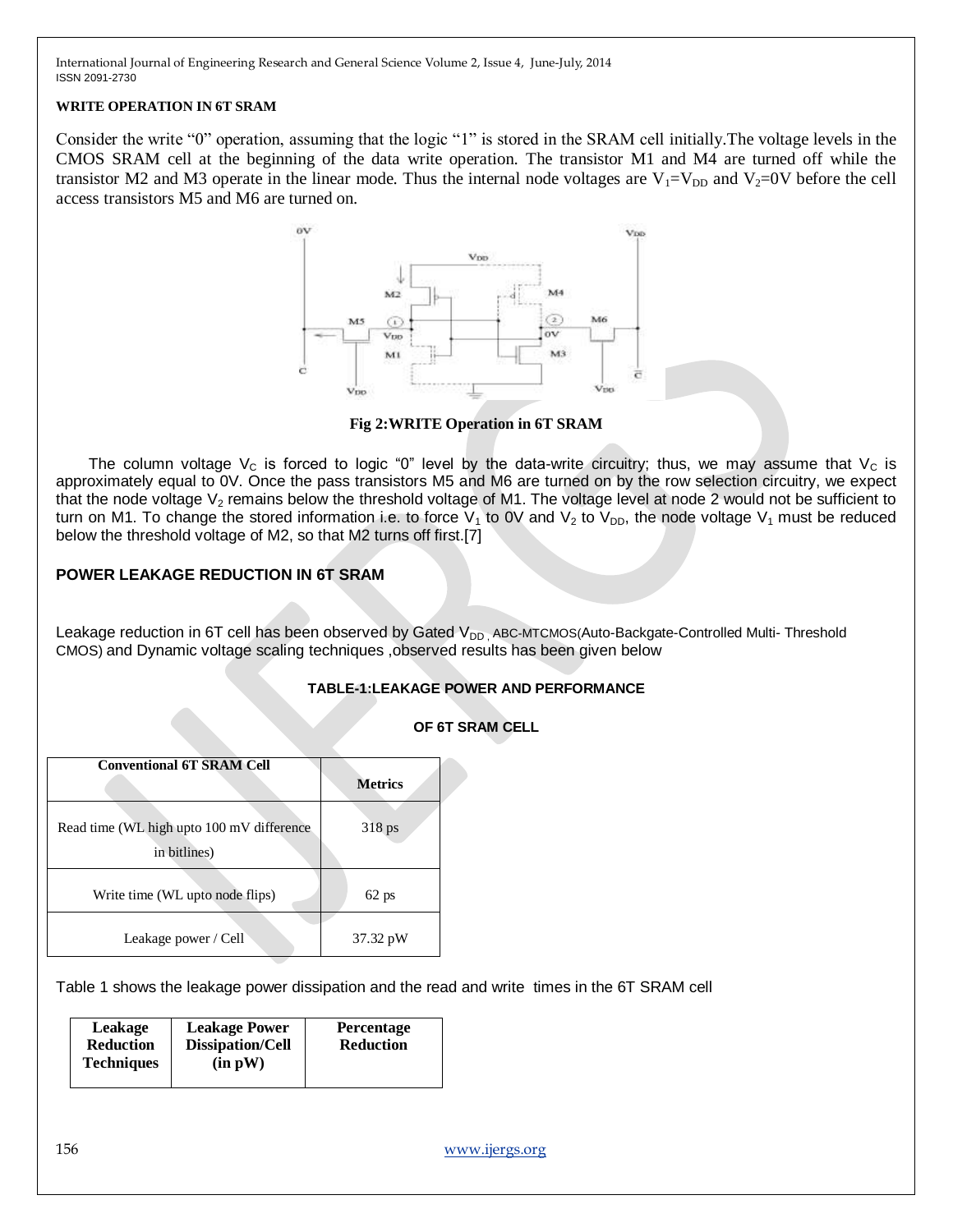**WRITE OPERATION IN 6T SRAM**

Consider the write "0" operation, assuming that the logic "1" is stored in the SRAM cell initially.The voltage levels in the CMOS SRAM cell at the beginning of the data write operation. The transistor M1 and M4 are turned off while the transistor M2 and M3 operate in the linear mode. Thus the internal node voltages are $V_1$=$V_{DD}$ and $V_2$=0V before the cell access transistors M5 and M6 are turned on.

**Fig 2:WRITE Operation in 6T SRAM**

The column voltage $V_C$ is forced to logic "0" level by the data-write circuitry; thus, we may assume that $V_C$ is approximately equal to 0V. Once the pass transistors M5 and M6 are turned on by the row selection circuitry, we expect that the node voltage $V_2$ remains below the threshold voltage of M1. The voltage level at node 2 would not be sufficient to turn on M1. To change the stored information i.e. to force $V_1$ to 0V and $V_2$ to $V_{DD}$, the node voltage $V_1$ must be reduced below the threshold voltage of M2, so that M2 turns off first.[7]

## POWER LEAKAGE REDUCTION IN 6T SRAM

Leakage reduction in 6T cell has been observed by Gated $V_{DD}$ , ABC-MTCMOS(Auto-Backgate-Controlled Multi- Threshold CMOS) and Dynamic voltage scaling techniques ,observed results has been given below

**TABLE-1:LEAKAGE POWER AND PERFORMANCE OF 6T SRAM CELL**

| Conventional 6T SRAM Cell | Metrics |
|---|---|
| Read time (WL high upto 100 mV difference in bitlines) | 318 ps |
| Write time (WL upto node flips) | 62 ps |
| Leakage power / Cell | 37.32 pW |

Table 1 shows the leakage power dissipation and the read and write times in the 6T SRAM cell

| Leakage Reduction Techniques | Leakage Power Dissipation/Cell (in pW) | Percentage Reduction |
|---|---|---|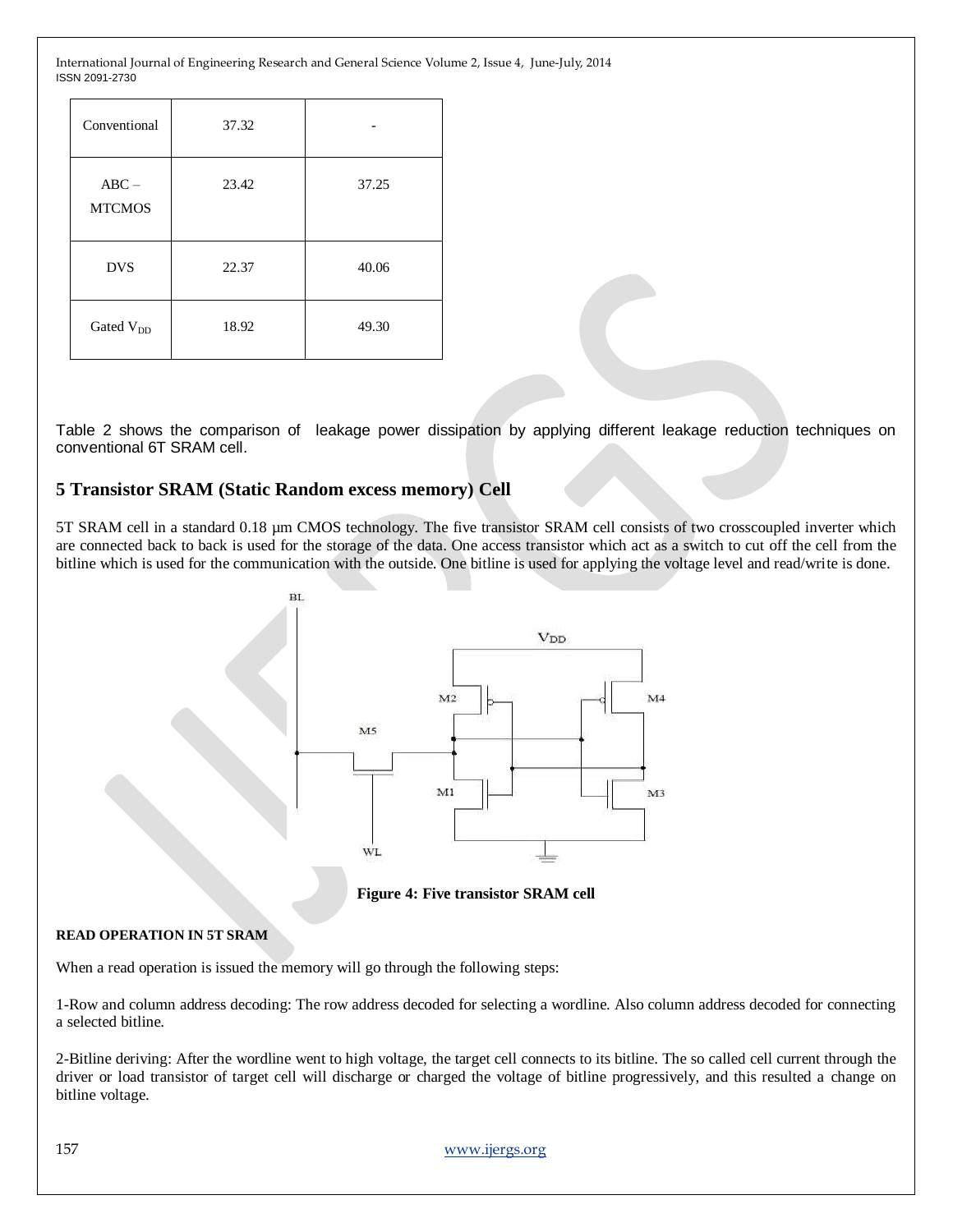| Conventional | 37.32 | - |
|---|---|---|
| ABC – MTCMOS | 23.42 | 37.25 |
| DVS | 22.37 | 40.06 |
| Gated $V_{DD}$ | 18.92 | 49.30 |

Table 2 shows the comparison of leakage power dissipation by applying different leakage reduction techniques on conventional 6T SRAM cell.

## 5 Transistor SRAM (Static Random excess memory) Cell

5T SRAM cell in a standard 0.18 µm CMOS technology. The five transistor SRAM cell consists of two crosscoupled inverter which are connected back to back is used for the storage of the data. One access transistor which act as a switch to cut off the cell from the bitline which is used for the communication with the outside. One bitline is used for applying the voltage level and read/write is done.

**Figure 4: Five transistor SRAM cell**

**READ OPERATION IN 5T SRAM**

When a read operation is issued the memory will go through the following steps:

1-Row and column address decoding: The row address decoded for selecting a wordline. Also column address decoded for connecting a selected bitline.

2-Bitline deriving: After the wordline went to high voltage, the target cell connects to its bitline. The so called cell current through the driver or load transistor of target cell will discharge or charged the voltage of bitline progressively, and this resulted a change on bitline voltage.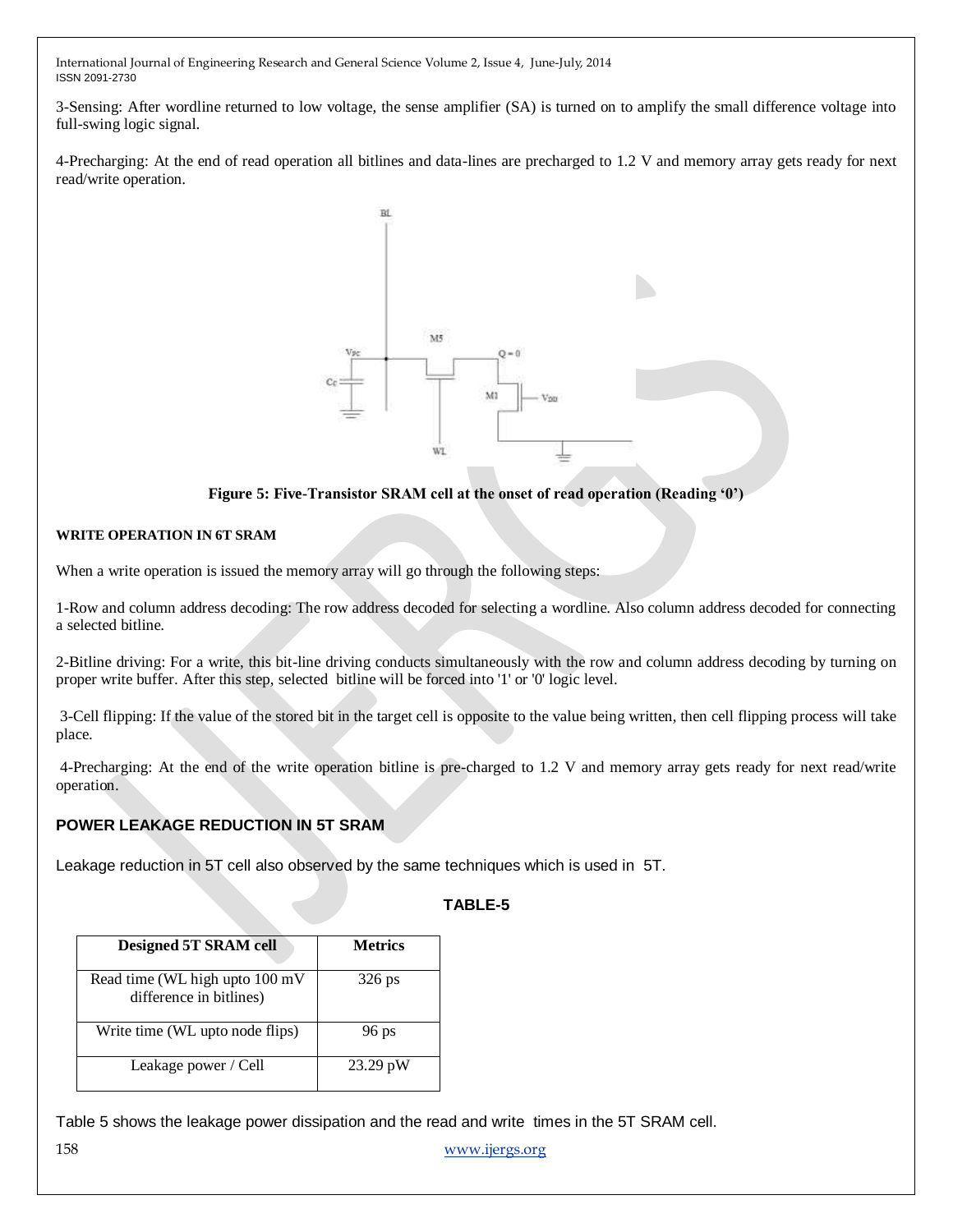3-Sensing: After wordline returned to low voltage, the sense amplifier (SA) is turned on to amplify the small difference voltage into full-swing logic signal.

4-Precharging: At the end of read operation all bitlines and data-lines are precharged to 1.2 V and memory array gets ready for next read/write operation.

**Figure 5: Five-Transistor SRAM cell at the onset of read operation (Reading '0')**

#### WRITE OPERATION IN 6T SRAM

When a write operation is issued the memory array will go through the following steps:

1-Row and column address decoding: The row address decoded for selecting a wordline. Also column address decoded for connecting a selected bitline.

2-Bitline driving: For a write, this bit-line driving conducts simultaneously with the row and column address decoding by turning on proper write buffer. After this step, selected bitline will be forced into '1' or '0' logic level.

3-Cell flipping: If the value of the stored bit in the target cell is opposite to the value being written, then cell flipping process will take place.

4-Precharging: At the end of the write operation bitline is pre-charged to 1.2 V and memory array gets ready for next read/write operation.

### POWER LEAKAGE REDUCTION IN 5T SRAM

Leakage reduction in 5T cell also observed by the same techniques which is used in 5T.

**TABLE-5**

| Designed 5T SRAM cell | Metrics |
|---|---|
| Read time (WL high upto 100 mV difference in bitlines) | 326 ps |
| Write time (WL upto node flips) | 96 ps |
| Leakage power / Cell | 23.29 pW |

Table 5 shows the leakage power dissipation and the read and write times in the 5T SRAM cell.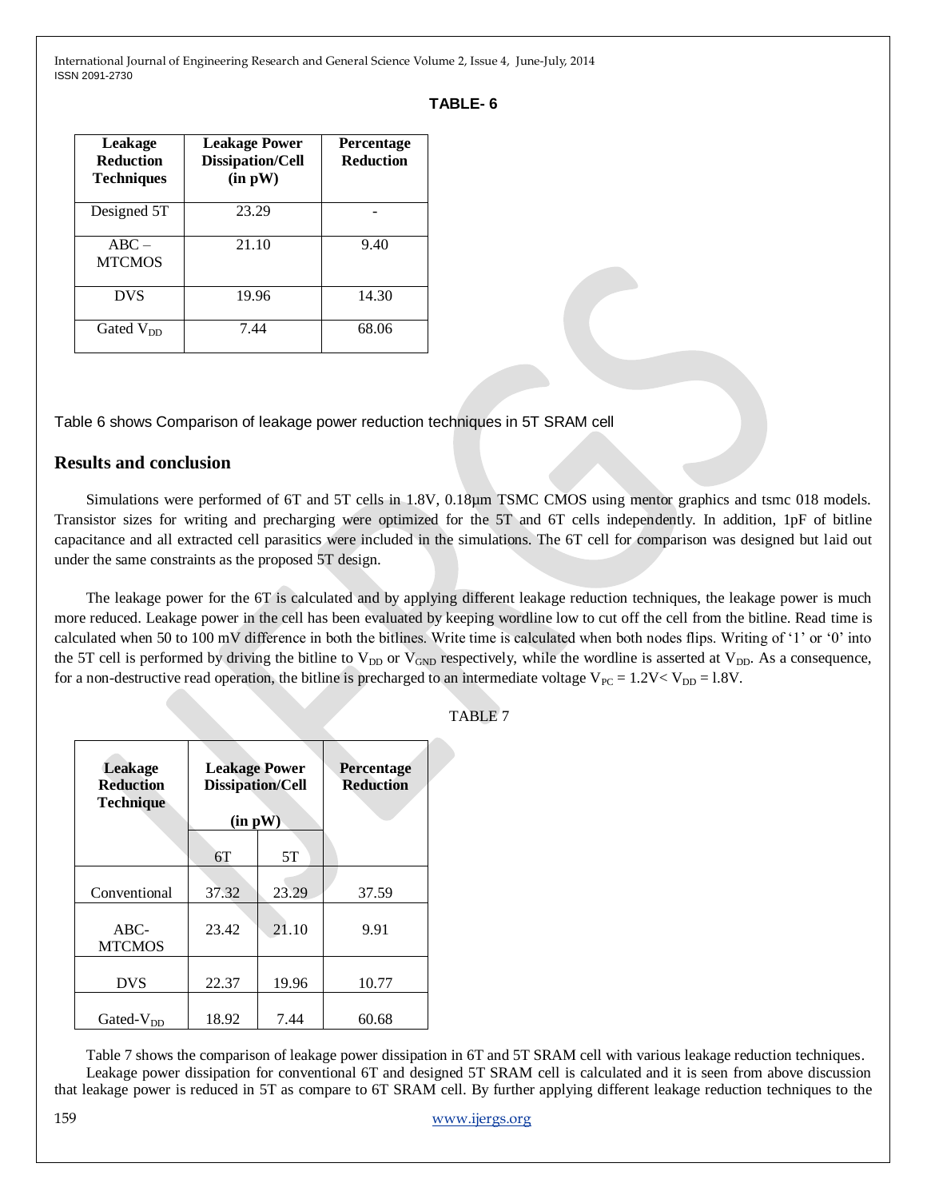**TABLE- 6**

| Leakage Reduction Techniques | Leakage Power Dissipation/Cell (in pW) | Percentage Reduction |
|---|---|---|
| Designed 5T | 23.29 | - |
| ABC – MTCMOS | 21.10 | 9.40 |
| DVS | 19.96 | 14.30 |
| Gated $V_{DD}$ | 7.44 | 68.06 |

Table 6 shows Comparison of leakage power reduction techniques in 5T SRAM cell

## Results and conclusion

Simulations were performed of 6T and 5T cells in 1.8V, 0.18µm TSMC CMOS using mentor graphics and tsmc 018 models. Transistor sizes for writing and precharging were optimized for the 5T and 6T cells independently. In addition, 1pF of bitline capacitance and all extracted cell parasitics were included in the simulations. The 6T cell for comparison was designed but laid out under the same constraints as the proposed 5T design.

The leakage power for the 6T is calculated and by applying different leakage reduction techniques, the leakage power is much more reduced. Leakage power in the cell has been evaluated by keeping wordline low to cut off the cell from the bitline. Read time is calculated when 50 to 100 mV difference in both the bitlines. Write time is calculated when both nodes flips. Writing of '1' or '0' into the 5T cell is performed by driving the bitline to $V_{DD}$ or $V_{GND}$ respectively, while the wordline is asserted at $V_{DD}$. As a consequence, for a non-destructive read operation, the bitline is precharged to an intermediate voltage $V_{PC} = 1.2V < V_{DD} = 1.8V$.

TABLE 7

| Leakage Reduction Technique | Leakage Power Dissipation/Cell (in pW) | | Percentage Reduction |
|---|---|---|---|
| | 6T | 5T | |
| Conventional | 37.32 | 23.29 | 37.59 |
| ABC-MTCMOS | 23.42 | 21.10 | 9.91 |
| DVS | 22.37 | 19.96 | 10.77 |
| Gated-$V_{DD}$ | 18.92 | 7.44 | 60.68 |

Table 7 shows the comparison of leakage power dissipation in 6T and 5T SRAM cell with various leakage reduction techniques.

Leakage power dissipation for conventional 6T and designed 5T SRAM cell is calculated and it is seen from above discussion that leakage power is reduced in 5T as compare to 6T SRAM cell. By further applying different leakage reduction techniques to the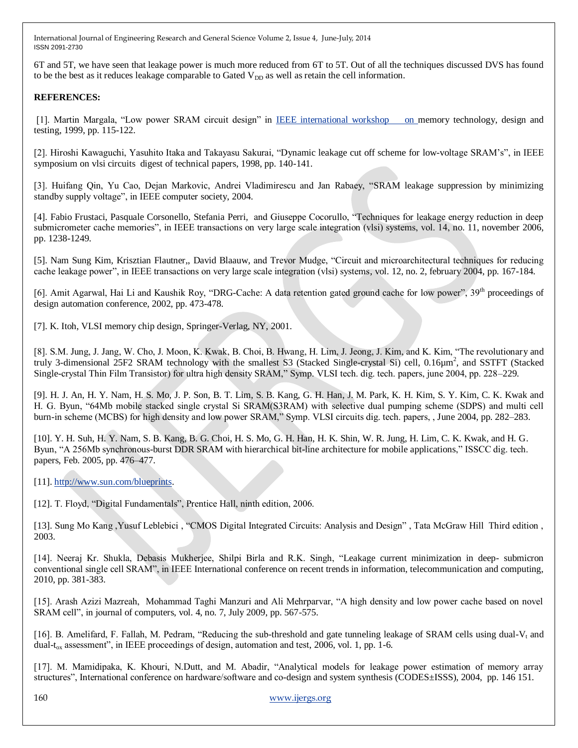6T and 5T, we have seen that leakage power is much more reduced from 6T to 5T. Out of all the techniques discussed DVS has found to be the best as it reduces leakage comparable to Gated $V_{DD}$ as well as retain the cell information.

**REFERENCES:**

[1]. Martin Margala, "Low power SRAM circuit design" in IEEE international workshop on memory technology, design and testing, 1999, pp. 115-122.

[2]. Hiroshi Kawaguchi, Yasuhito Itaka and Takayasu Sakurai, "Dynamic leakage cut off scheme for low-voltage SRAM's", in IEEE symposium on vlsi circuits digest of technical papers, 1998, pp. 140-141.

[3]. Huifang Qin, Yu Cao, Dejan Markovic, Andrei Vladimirescu and Jan Rabaey, "SRAM leakage suppression by minimizing standby supply voltage", in IEEE computer society, 2004.

[4]. Fabio Frustaci, Pasquale Corsonello, Stefania Perri, and Giuseppe Cocorullo, "Techniques for leakage energy reduction in deep submicrometer cache memories", in IEEE transactions on very large scale integration (vlsi) systems, vol. 14, no. 11, november 2006, pp. 1238-1249.

[5]. Nam Sung Kim, Krisztian Flautner,, David Blaauw, and Trevor Mudge, "Circuit and microarchitectural techniques for reducing cache leakage power", in IEEE transactions on very large scale integration (vlsi) systems, vol. 12, no. 2, february 2004, pp. 167-184.

[6]. Amit Agarwal, Hai Li and Kaushik Roy, "DRG-Cache: A data retention gated ground cache for low power", 39th proceedings of design automation conference, 2002, pp. 473-478.

[7]. K. Itoh, VLSI memory chip design, Springer-Verlag, NY, 2001.

[8]. S.M. Jung, J. Jang, W. Cho, J. Moon, K. Kwak, B. Choi, B. Hwang, H. Lim, J. Jeong, J. Kim, and K. Kim, "The revolutionary and truly 3-dimensional 25F2 SRAM technology with the smallest S3 (Stacked Single-crystal Si) cell, 0.16μm$^2$, and SSTFT (Stacked Single-crystal Thin Film Transistor) for ultra high density SRAM," Symp. VLSI tech. dig. tech. papers, june 2004, pp. 228–229.

[9]. H. J. An, H. Y. Nam, H. S. Mo, J. P. Son, B. T. Lim, S. B. Kang, G. H. Han, J. M. Park, K. H. Kim, S. Y. Kim, C. K. Kwak and H. G. Byun, "64Mb mobile stacked single crystal Si SRAM(S3RAM) with selective dual pumping scheme (SDPS) and multi cell burn-in scheme (MCBS) for high density and low power SRAM," Symp. VLSI circuits dig. tech. papers, , June 2004, pp. 282–283.

[10]. Y. H. Suh, H. Y. Nam, S. B. Kang, B. G. Choi, H. S. Mo, G. H. Han, H. K. Shin, W. R. Jung, H. Lim, C. K. Kwak, and H. G. Byun, "A 256Mb synchronous-burst DDR SRAM with hierarchical bit-line architecture for mobile applications," ISSCC dig. tech. papers, Feb. 2005, pp. 476–477.

[11]. http://www.sun.com/blueprints.

[12]. T. Floyd, "Digital Fundamentals", Prentice Hall, ninth edition, 2006.

[13]. Sung Mo Kang ,Yusuf Leblebici , "CMOS Digital Integrated Circuits: Analysis and Design" , Tata McGraw Hill Third edition , 2003.

[14]. Neeraj Kr. Shukla, Debasis Mukherjee, Shilpi Birla and R.K. Singh, "Leakage current minimization in deep- submicron conventional single cell SRAM", in IEEE International conference on recent trends in information, telecommunication and computing, 2010, pp. 381-383.

[15]. Arash Azizi Mazreah, Mohammad Taghi Manzuri and Ali Mehrparvar, "A high density and low power cache based on novel SRAM cell", in journal of computers, vol. 4, no. 7, July 2009, pp. 567-575.

[16]. B. Amelifard, F. Fallah, M. Pedram, "Reducing the sub-threshold and gate tunneling leakage of SRAM cells using dual-$V_t$ and dual-$t_{ox}$ assessment", in IEEE proceedings of design, automation and test, 2006, vol. 1, pp. 1-6.

[17]. M. Mamidipaka, K. Khouri, N.Dutt, and M. Abadir, "Analytical models for leakage power estimation of memory array structures", International conference on hardware/software and co-design and system synthesis (CODES±ISSS), 2004, pp. 146 151.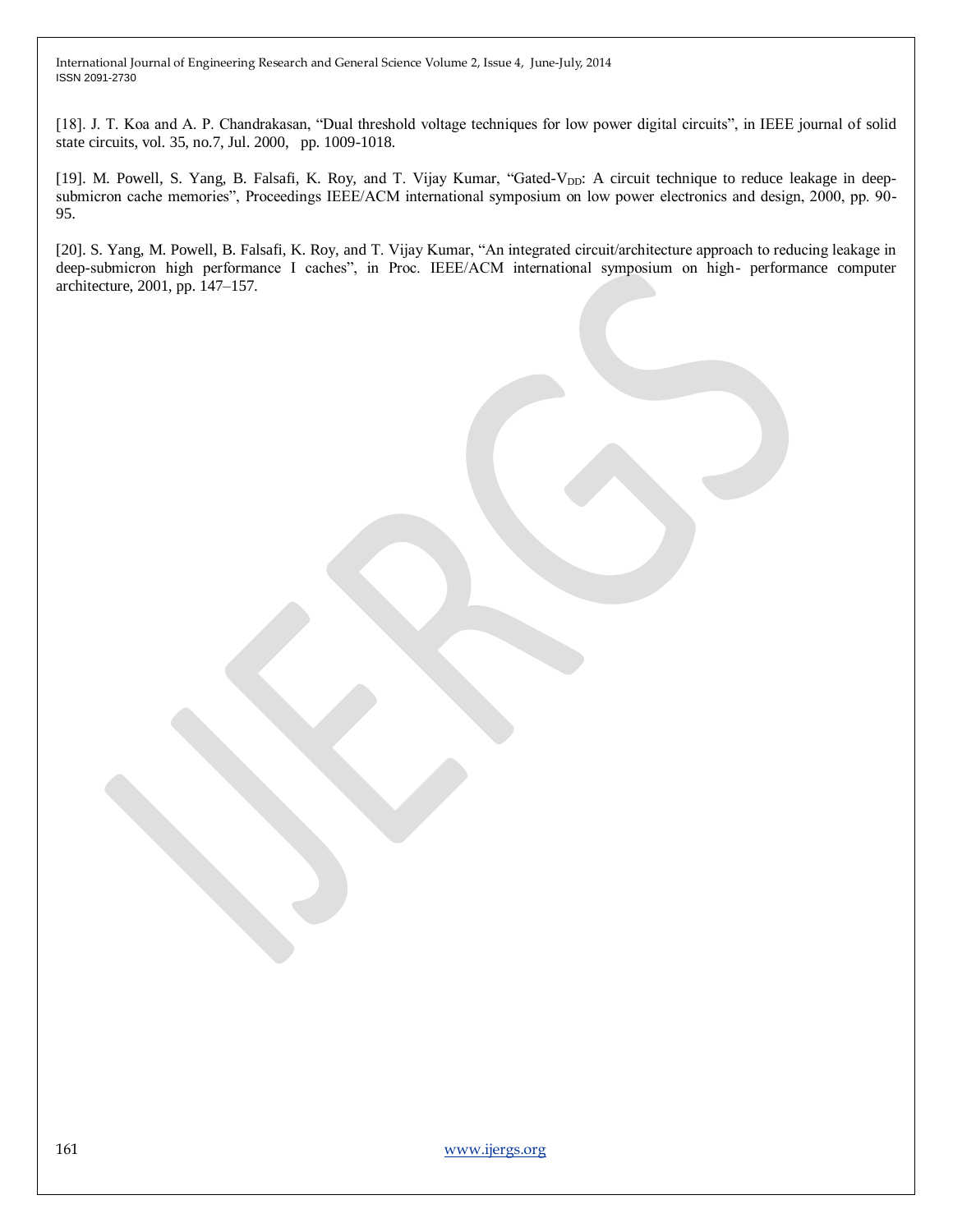[18]. J. T. Koa and A. P. Chandrakasan, “Dual threshold voltage techniques for low power digital circuits”, in IEEE journal of solid state circuits, vol. 35, no.7, Jul. 2000, pp. 1009-1018.

[19]. M. Powell, S. Yang, B. Falsafi, K. Roy, and T. Vijay Kumar, “Gated-$V_{DD}$: A circuit technique to reduce leakage in deep-submicron cache memories”, Proceedings IEEE/ACM international symposium on low power electronics and design, 2000, pp. 90-95.

[20]. S. Yang, M. Powell, B. Falsafi, K. Roy, and T. Vijay Kumar, “An integrated circuit/architecture approach to reducing leakage in deep-submicron high performance I caches”, in Proc. IEEE/ACM international symposium on high- performance computer architecture, 2001, pp. 147–157.